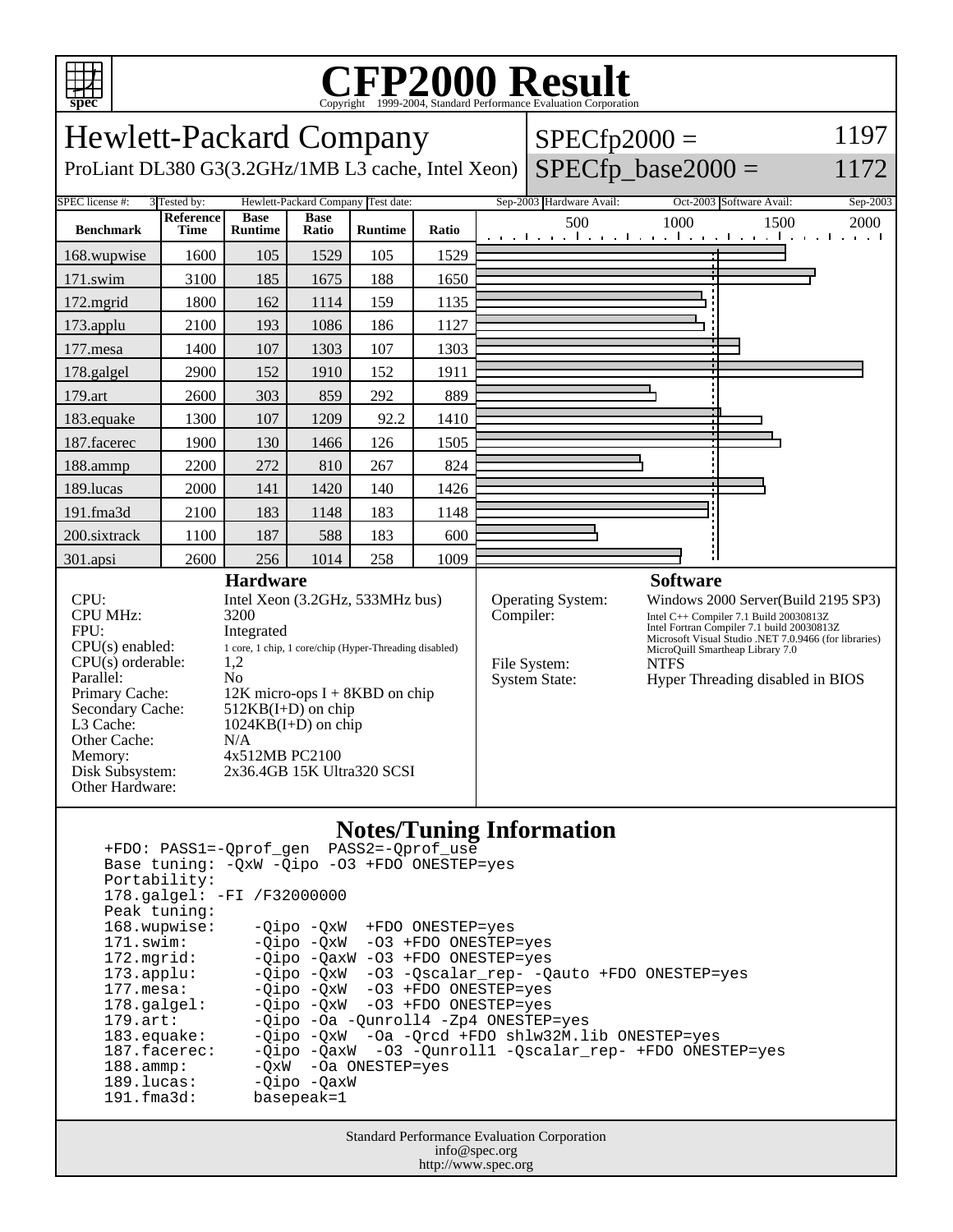# CFP2000 Result

Copyright 1999-2004, Standard Performance Evaluation Corporation

## Hewlett-Packard Company

ProLiant DL380 G3(3.2GHz/1MB L3 cache, Intel Xeon)

SPECfp2000 = 1197

SPECfp_base2000 = 1172

| SPEC license #: | 3 | Tested by: | Hewlett-Packard Company | Test date: | Sep-2003 | Hardware Avail: | Oct-2003 | Software Avail: | Sep-2003 |
|---|---|---|---|---|---|---|---|---|---|

| Benchmark | Reference Time | Base Runtime | Base Ratio | Runtime | Ratio |
|---|---|---|---|---|---|
| 168.wupwise | 1600 | 105 | 1529 | 105 | 1529 |
| 171.swim | 3100 | 185 | 1675 | 188 | 1650 |
| 172.mgrid | 1800 | 162 | 1114 | 159 | 1135 |
| 173.applu | 2100 | 193 | 1086 | 186 | 1127 |
| 177.mesa | 1400 | 107 | 1303 | 107 | 1303 |
| 178.galgel | 2900 | 152 | 1910 | 152 | 1911 |
| 179.art | 2600 | 303 | 859 | 292 | 889 |
| 183.equake | 1300 | 107 | 1209 | 92.2 | 1410 |
| 187.facerec | 1900 | 130 | 1466 | 126 | 1505 |
| 188.ammp | 2200 | 272 | 810 | 267 | 824 |
| 189.lucas | 2000 | 141 | 1420 | 140 | 1426 |
| 191.fma3d | 2100 | 183 | 1148 | 183 | 1148 |
| 200.sixtrack | 1100 | 187 | 588 | 183 | 600 |
| 301.apsi | 2600 | 256 | 1014 | 258 | 1009 |

### Hardware

| | |
|---|---|
| CPU: | Intel Xeon (3.2GHz, 533MHz bus) |
| CPU MHz: | 3200 |
| FPU: | Integrated |
| CPU(s) enabled: | 1 core, 1 chip, 1 core/chip (Hyper-Threading disabled) |
| CPU(s) orderable: | 1,2 |
| Parallel: | No |
| Primary Cache: | 12K micro-ops I + 8KBD on chip |
| Secondary Cache: | 512KB(I+D) on chip |
| L3 Cache: | 1024KB(I+D) on chip |
| Other Cache: | N/A |
| Memory: | 4x512MB PC2100 |
| Disk Subsystem: | 2x36.4GB 15K Ultra320 SCSI |
| Other Hardware: | |

### Software

| | |
|---|---|
| Operating System: | Windows 2000 Server(Build 2195 SP3) |
| Compiler: | Intel C++ Compiler 7.1 Build 20030813Z<br>Intel Fortran Compiler 7.1 build 20030813Z<br>Microsoft Visual Studio .NET 7.0.9466 (for libraries)<br>MicroQuill Smartheap Library 7.0 |
| File System: | NTFS |
| System State: | Hyper Threading disabled in BIOS |

### Notes/Tuning Information

```
+FDO: PASS1=-Qprof_gen  PASS2=-Qprof_use
Base tuning: -QxW -Qipo -O3 +FDO ONESTEP=yes
Portability:
178.galgel: -FI /F32000000
Peak tuning:
168.wupwise:     -Qipo -QxW  +FDO ONESTEP=yes
171.swim:        -Qipo -QxW  -O3 +FDO ONESTEP=yes
172.mgrid:       -Qipo -QaxW -O3 +FDO ONESTEP=yes
173.applu:       -Qipo -QxW  -O3 -Qscalar_rep- -Qauto +FDO ONESTEP=yes
177.mesa:        -Qipo -QxW  -O3 +FDO ONESTEP=yes
178.galgel:      -Qipo -QxW  -O3 +FDO ONESTEP=yes
179.art:         -Qipo -Oa -Qunroll4 -Zp4 ONESTEP=yes
183.equake:      -Qipo -QxW  -Oa -Qrcd +FDO shlw32M.lib ONESTEP=yes
187.facerec:     -Qipo -QaxW  -O3 -Qunroll1 -Qscalar_rep- +FDO ONESTEP=yes
188.ammp:        -QxW  -Oa ONESTEP=yes
189.lucas:       -Qipo -QaxW
191.fma3d:       basepeak=1
```

Standard Performance Evaluation Corporation
info@spec.org
http://www.spec.org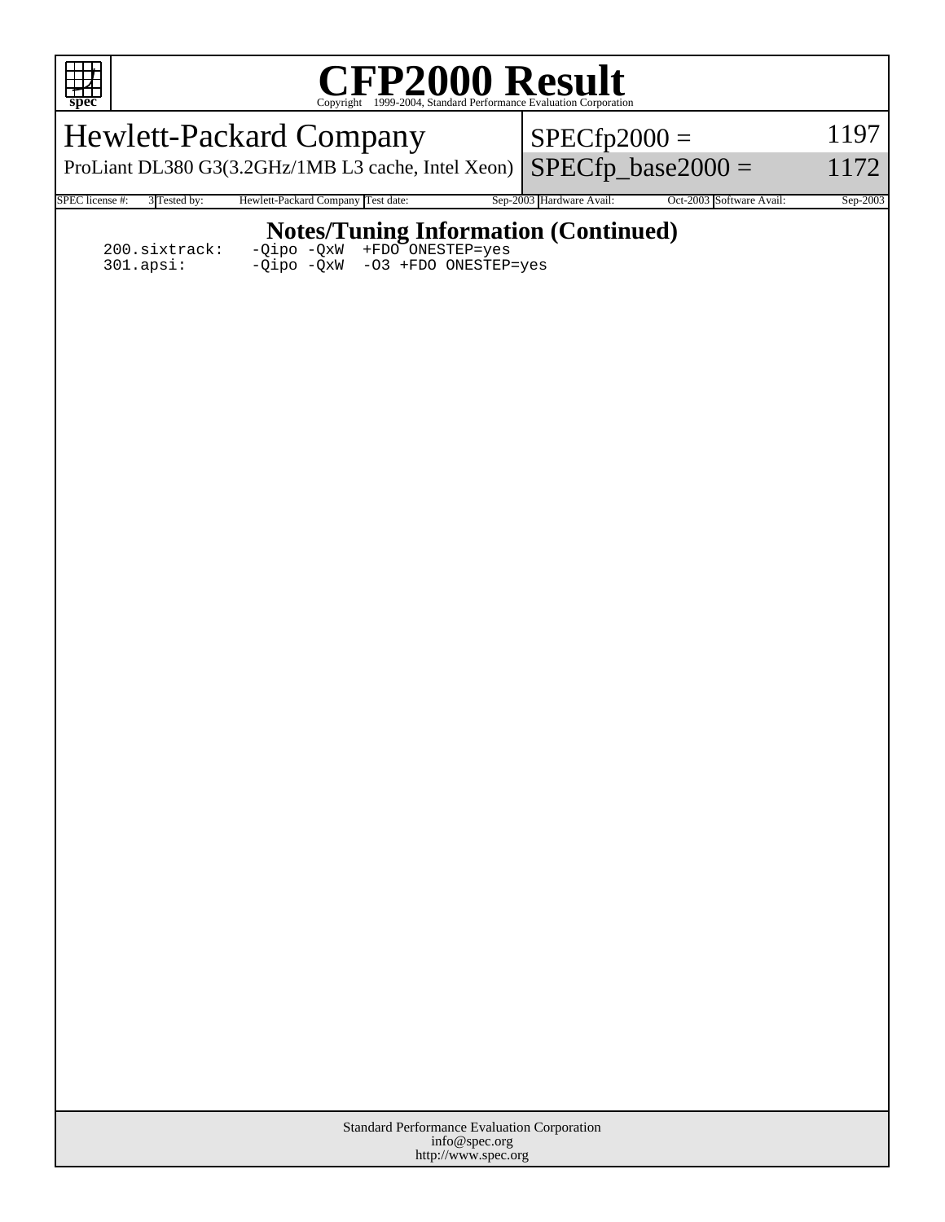# CFP2000 Result

Copyright 1999-2004, Standard Performance Evaluation Corporation

## Hewlett-Packard Company

ProLiant DL380 G3(3.2GHz/1MB L3 cache, Intel Xeon)

SPECfp2000 = 1197

SPECfp_base2000 = 1172

| SPEC license #: | 3 | Tested by: | Hewlett-Packard Company | Test date: | Sep-2003 | Hardware Avail: | Oct-2003 | Software Avail: | Sep-2003 |
|---|---|---|---|---|---|---|---|---|---|

### Notes/Tuning Information (Continued)

```
200.sixtrack:   -Qipo -QxW  +FDO ONESTEP=yes
301.apsi:       -Qipo -QxW  -O3 +FDO ONESTEP=yes
```

Standard Performance Evaluation Corporation
info@spec.org
http://www.spec.org